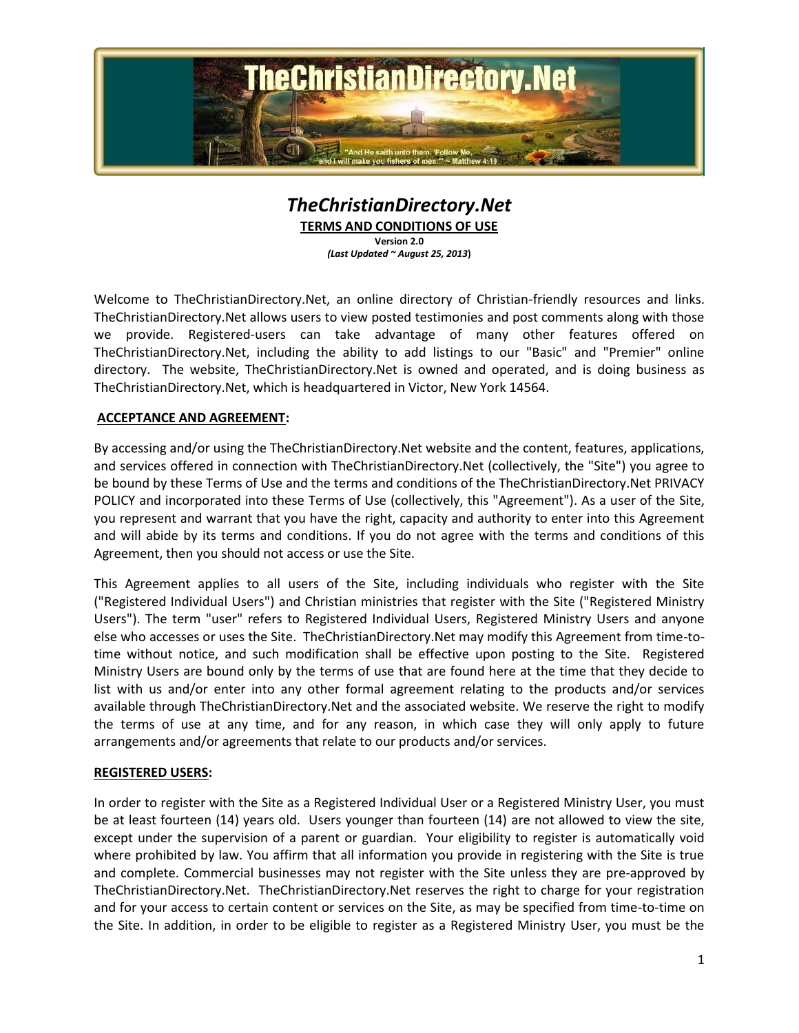# *TheChristianDirectory.Net*

**TERMS AND CONDITIONS OF USE**

**Version 2.0**

***(Last Updated ~ August 25, 2013)***

Welcome to TheChristianDirectory.Net, an online directory of Christian-friendly resources and links. TheChristianDirectory.Net allows users to view posted testimonies and post comments along with those we provide. Registered-users can take advantage of many other features offered on TheChristianDirectory.Net, including the ability to add listings to our "Basic" and "Premier" online directory. The website, TheChristianDirectory.Net is owned and operated, and is doing business as TheChristianDirectory.Net, which is headquartered in Victor, New York 14564.

## ACCEPTANCE AND AGREEMENT:

By accessing and/or using the TheChristianDirectory.Net website and the content, features, applications, and services offered in connection with TheChristianDirectory.Net (collectively, the "Site") you agree to be bound by these Terms of Use and the terms and conditions of the TheChristianDirectory.Net PRIVACY POLICY and incorporated into these Terms of Use (collectively, this "Agreement"). As a user of the Site, you represent and warrant that you have the right, capacity and authority to enter into this Agreement and will abide by its terms and conditions. If you do not agree with the terms and conditions of this Agreement, then you should not access or use the Site.

This Agreement applies to all users of the Site, including individuals who register with the Site ("Registered Individual Users") and Christian ministries that register with the Site ("Registered Ministry Users"). The term "user" refers to Registered Individual Users, Registered Ministry Users and anyone else who accesses or uses the Site. TheChristianDirectory.Net may modify this Agreement from time-to-time without notice, and such modification shall be effective upon posting to the Site. Registered Ministry Users are bound only by the terms of use that are found here at the time that they decide to list with us and/or enter into any other formal agreement relating to the products and/or services available through TheChristianDirectory.Net and the associated website. We reserve the right to modify the terms of use at any time, and for any reason, in which case they will only apply to future arrangements and/or agreements that relate to our products and/or services.

## REGISTERED USERS:

In order to register with the Site as a Registered Individual User or a Registered Ministry User, you must be at least fourteen (14) years old. Users younger than fourteen (14) are not allowed to view the site, except under the supervision of a parent or guardian. Your eligibility to register is automatically void where prohibited by law. You affirm that all information you provide in registering with the Site is true and complete. Commercial businesses may not register with the Site unless they are pre-approved by TheChristianDirectory.Net. TheChristianDirectory.Net reserves the right to charge for your registration and for your access to certain content or services on the Site, as may be specified from time-to-time on the Site. In addition, in order to be eligible to register as a Registered Ministry User, you must be the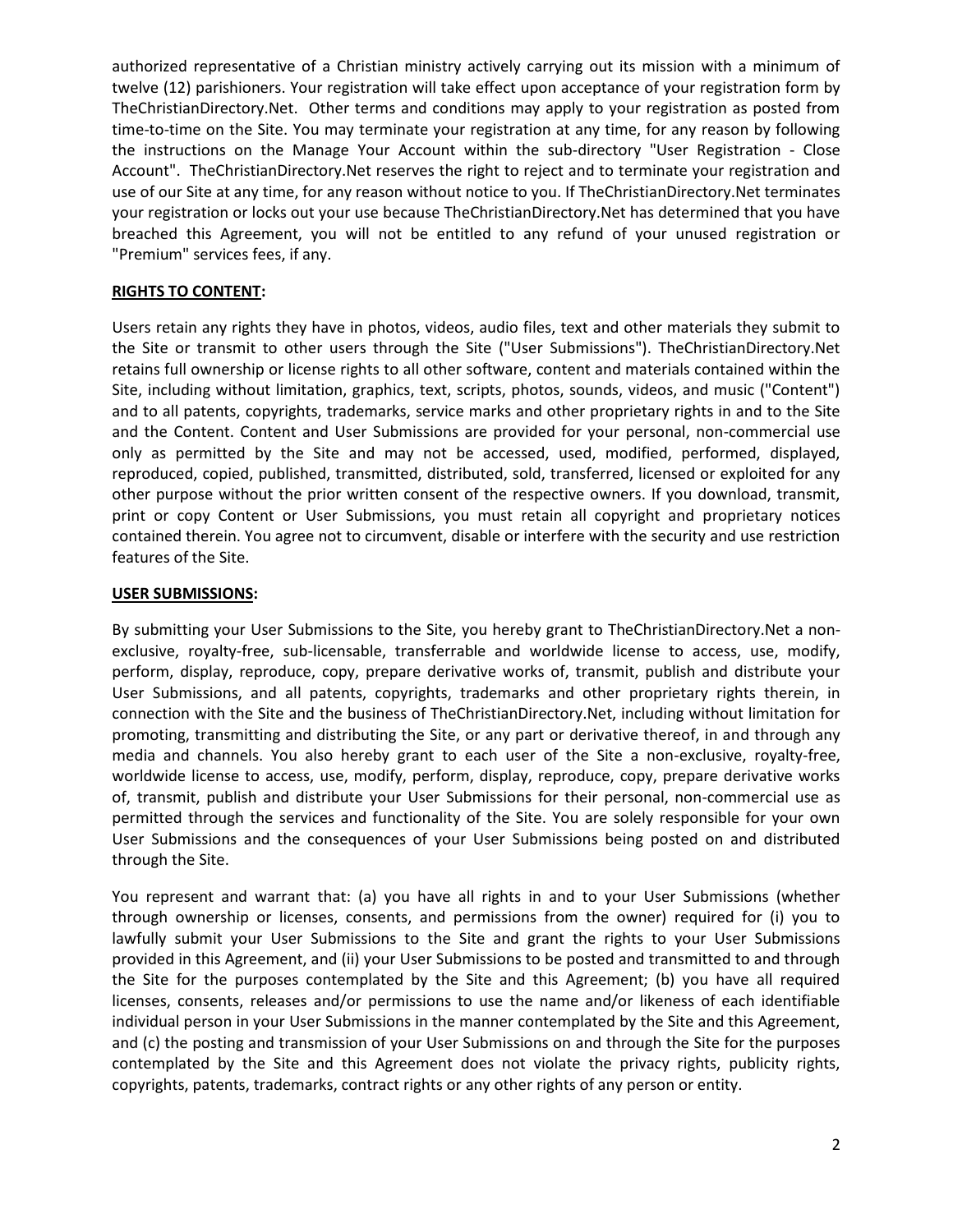authorized representative of a Christian ministry actively carrying out its mission with a minimum of twelve (12) parishioners. Your registration will take effect upon acceptance of your registration form by TheChristianDirectory.Net. Other terms and conditions may apply to your registration as posted from time-to-time on the Site. You may terminate your registration at any time, for any reason by following the instructions on the Manage Your Account within the sub-directory "User Registration - Close Account". TheChristianDirectory.Net reserves the right to reject and to terminate your registration and use of our Site at any time, for any reason without notice to you. If TheChristianDirectory.Net terminates your registration or locks out your use because TheChristianDirectory.Net has determined that you have breached this Agreement, you will not be entitled to any refund of your unused registration or "Premium" services fees, if any.

**RIGHTS TO CONTENT:**

Users retain any rights they have in photos, videos, audio files, text and other materials they submit to the Site or transmit to other users through the Site ("User Submissions"). TheChristianDirectory.Net retains full ownership or license rights to all other software, content and materials contained within the Site, including without limitation, graphics, text, scripts, photos, sounds, videos, and music ("Content") and to all patents, copyrights, trademarks, service marks and other proprietary rights in and to the Site and the Content. Content and User Submissions are provided for your personal, non-commercial use only as permitted by the Site and may not be accessed, used, modified, performed, displayed, reproduced, copied, published, transmitted, distributed, sold, transferred, licensed or exploited for any other purpose without the prior written consent of the respective owners. If you download, transmit, print or copy Content or User Submissions, you must retain all copyright and proprietary notices contained therein. You agree not to circumvent, disable or interfere with the security and use restriction features of the Site.

**USER SUBMISSIONS:**

By submitting your User Submissions to the Site, you hereby grant to TheChristianDirectory.Net a non-exclusive, royalty-free, sub-licensable, transferrable and worldwide license to access, use, modify, perform, display, reproduce, copy, prepare derivative works of, transmit, publish and distribute your User Submissions, and all patents, copyrights, trademarks and other proprietary rights therein, in connection with the Site and the business of TheChristianDirectory.Net, including without limitation for promoting, transmitting and distributing the Site, or any part or derivative thereof, in and through any media and channels. You also hereby grant to each user of the Site a non-exclusive, royalty-free, worldwide license to access, use, modify, perform, display, reproduce, copy, prepare derivative works of, transmit, publish and distribute your User Submissions for their personal, non-commercial use as permitted through the services and functionality of the Site. You are solely responsible for your own User Submissions and the consequences of your User Submissions being posted on and distributed through the Site.

You represent and warrant that: (a) you have all rights in and to your User Submissions (whether through ownership or licenses, consents, and permissions from the owner) required for (i) you to lawfully submit your User Submissions to the Site and grant the rights to your User Submissions provided in this Agreement, and (ii) your User Submissions to be posted and transmitted to and through the Site for the purposes contemplated by the Site and this Agreement; (b) you have all required licenses, consents, releases and/or permissions to use the name and/or likeness of each identifiable individual person in your User Submissions in the manner contemplated by the Site and this Agreement, and (c) the posting and transmission of your User Submissions on and through the Site for the purposes contemplated by the Site and this Agreement does not violate the privacy rights, publicity rights, copyrights, patents, trademarks, contract rights or any other rights of any person or entity.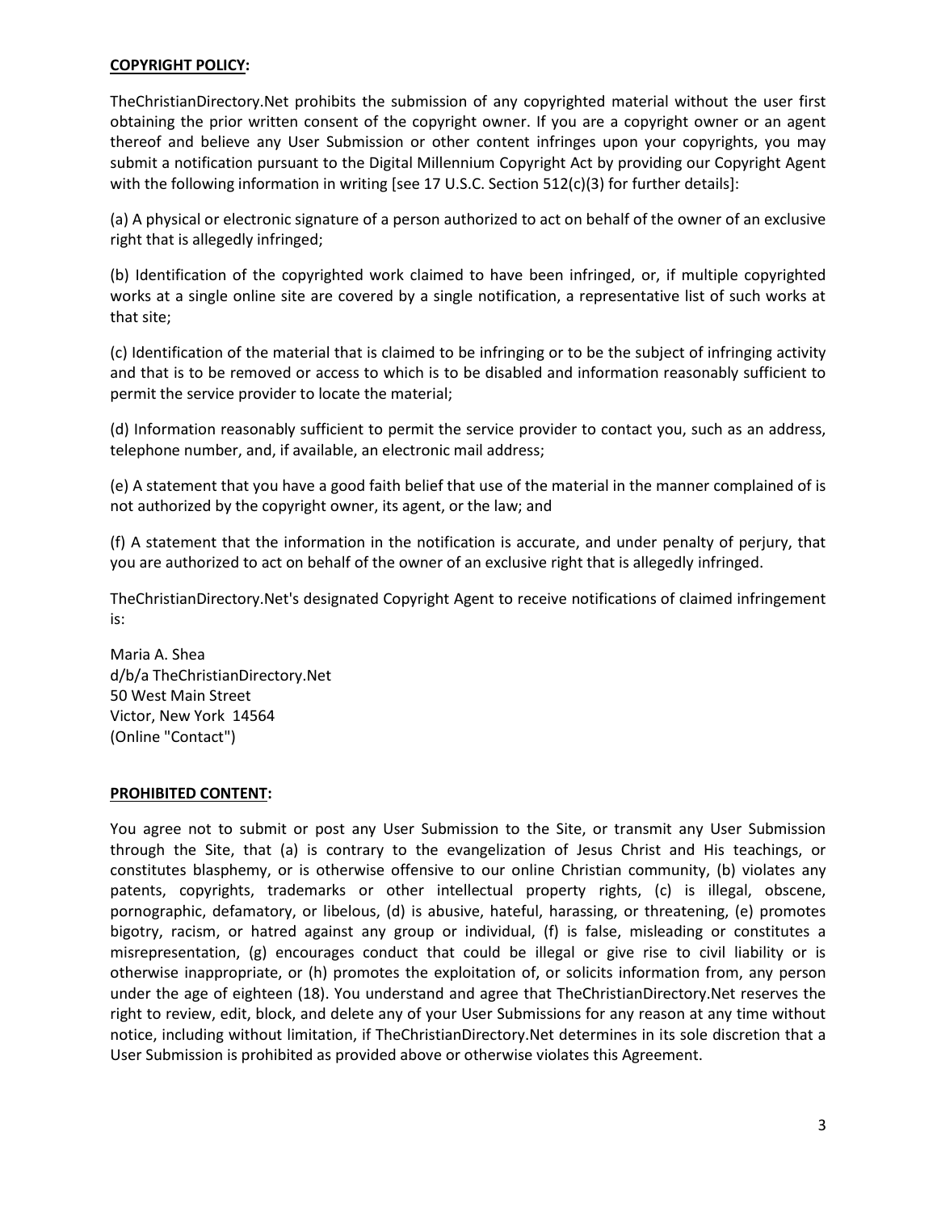**<u>COPYRIGHT POLICY</u>:**

TheChristianDirectory.Net prohibits the submission of any copyrighted material without the user first obtaining the prior written consent of the copyright owner. If you are a copyright owner or an agent thereof and believe any User Submission or other content infringes upon your copyrights, you may submit a notification pursuant to the Digital Millennium Copyright Act by providing our Copyright Agent with the following information in writing [see 17 U.S.C. Section 512(c)(3) for further details]:

(a) A physical or electronic signature of a person authorized to act on behalf of the owner of an exclusive right that is allegedly infringed;

(b) Identification of the copyrighted work claimed to have been infringed, or, if multiple copyrighted works at a single online site are covered by a single notification, a representative list of such works at that site;

(c) Identification of the material that is claimed to be infringing or to be the subject of infringing activity and that is to be removed or access to which is to be disabled and information reasonably sufficient to permit the service provider to locate the material;

(d) Information reasonably sufficient to permit the service provider to contact you, such as an address, telephone number, and, if available, an electronic mail address;

(e) A statement that you have a good faith belief that use of the material in the manner complained of is not authorized by the copyright owner, its agent, or the law; and

(f) A statement that the information in the notification is accurate, and under penalty of perjury, that you are authorized to act on behalf of the owner of an exclusive right that is allegedly infringed.

TheChristianDirectory.Net's designated Copyright Agent to receive notifications of claimed infringement is:

Maria A. Shea
d/b/a TheChristianDirectory.Net
50 West Main Street
Victor, New York 14564
(Online "Contact")

**<u>PROHIBITED CONTENT</u>:**

You agree not to submit or post any User Submission to the Site, or transmit any User Submission through the Site, that (a) is contrary to the evangelization of Jesus Christ and His teachings, or constitutes blasphemy, or is otherwise offensive to our online Christian community, (b) violates any patents, copyrights, trademarks or other intellectual property rights, (c) is illegal, obscene, pornographic, defamatory, or libelous, (d) is abusive, hateful, harassing, or threatening, (e) promotes bigotry, racism, or hatred against any group or individual, (f) is false, misleading or constitutes a misrepresentation, (g) encourages conduct that could be illegal or give rise to civil liability or is otherwise inappropriate, or (h) promotes the exploitation of, or solicits information from, any person under the age of eighteen (18). You understand and agree that TheChristianDirectory.Net reserves the right to review, edit, block, and delete any of your User Submissions for any reason at any time without notice, including without limitation, if TheChristianDirectory.Net determines in its sole discretion that a User Submission is prohibited as provided above or otherwise violates this Agreement.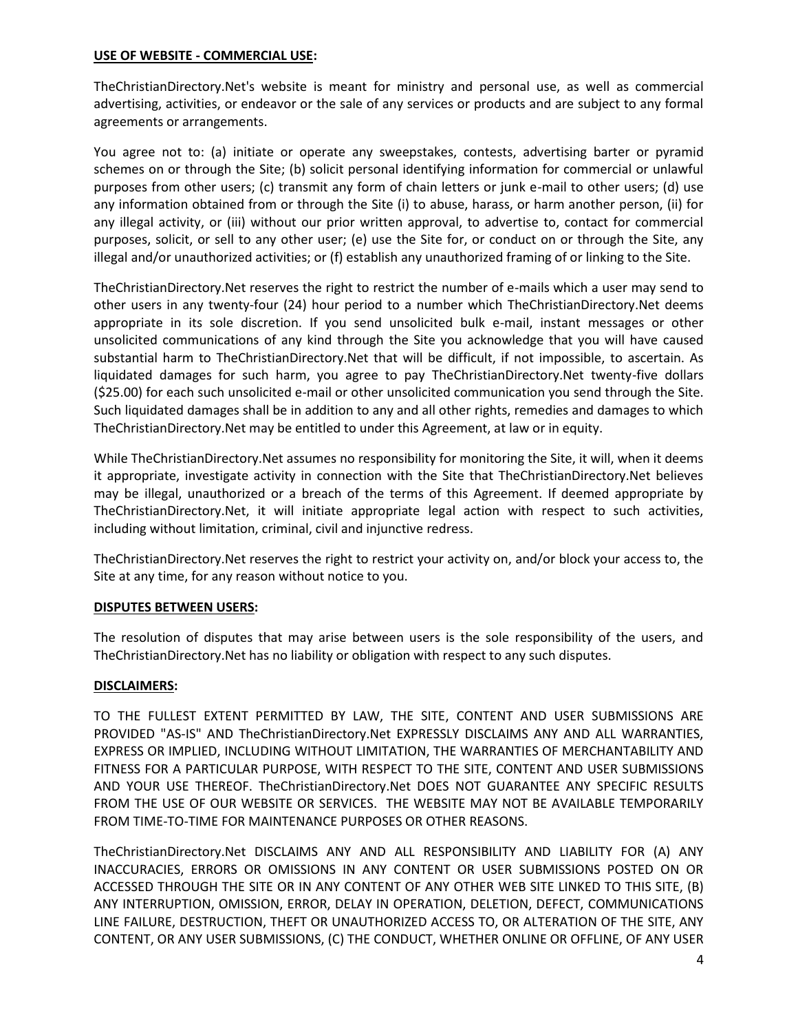**USE OF WEBSITE - COMMERCIAL USE:**

TheChristianDirectory.Net's website is meant for ministry and personal use, as well as commercial advertising, activities, or endeavor or the sale of any services or products and are subject to any formal agreements or arrangements.

You agree not to: (a) initiate or operate any sweepstakes, contests, advertising barter or pyramid schemes on or through the Site; (b) solicit personal identifying information for commercial or unlawful purposes from other users; (c) transmit any form of chain letters or junk e-mail to other users; (d) use any information obtained from or through the Site (i) to abuse, harass, or harm another person, (ii) for any illegal activity, or (iii) without our prior written approval, to advertise to, contact for commercial purposes, solicit, or sell to any other user; (e) use the Site for, or conduct on or through the Site, any illegal and/or unauthorized activities; or (f) establish any unauthorized framing of or linking to the Site.

TheChristianDirectory.Net reserves the right to restrict the number of e-mails which a user may send to other users in any twenty-four (24) hour period to a number which TheChristianDirectory.Net deems appropriate in its sole discretion. If you send unsolicited bulk e-mail, instant messages or other unsolicited communications of any kind through the Site you acknowledge that you will have caused substantial harm to TheChristianDirectory.Net that will be difficult, if not impossible, to ascertain. As liquidated damages for such harm, you agree to pay TheChristianDirectory.Net twenty-five dollars ($25.00) for each such unsolicited e-mail or other unsolicited communication you send through the Site. Such liquidated damages shall be in addition to any and all other rights, remedies and damages to which TheChristianDirectory.Net may be entitled to under this Agreement, at law or in equity.

While TheChristianDirectory.Net assumes no responsibility for monitoring the Site, it will, when it deems it appropriate, investigate activity in connection with the Site that TheChristianDirectory.Net believes may be illegal, unauthorized or a breach of the terms of this Agreement. If deemed appropriate by TheChristianDirectory.Net, it will initiate appropriate legal action with respect to such activities, including without limitation, criminal, civil and injunctive redress.

TheChristianDirectory.Net reserves the right to restrict your activity on, and/or block your access to, the Site at any time, for any reason without notice to you.

**DISPUTES BETWEEN USERS:**

The resolution of disputes that may arise between users is the sole responsibility of the users, and TheChristianDirectory.Net has no liability or obligation with respect to any such disputes.

**DISCLAIMERS:**

TO THE FULLEST EXTENT PERMITTED BY LAW, THE SITE, CONTENT AND USER SUBMISSIONS ARE PROVIDED "AS-IS" AND TheChristianDirectory.Net EXPRESSLY DISCLAIMS ANY AND ALL WARRANTIES, EXPRESS OR IMPLIED, INCLUDING WITHOUT LIMITATION, THE WARRANTIES OF MERCHANTABILITY AND FITNESS FOR A PARTICULAR PURPOSE, WITH RESPECT TO THE SITE, CONTENT AND USER SUBMISSIONS AND YOUR USE THEREOF. TheChristianDirectory.Net DOES NOT GUARANTEE ANY SPECIFIC RESULTS FROM THE USE OF OUR WEBSITE OR SERVICES. THE WEBSITE MAY NOT BE AVAILABLE TEMPORARILY FROM TIME-TO-TIME FOR MAINTENANCE PURPOSES OR OTHER REASONS.

TheChristianDirectory.Net DISCLAIMS ANY AND ALL RESPONSIBILITY AND LIABILITY FOR (A) ANY INACCURACIES, ERRORS OR OMISSIONS IN ANY CONTENT OR USER SUBMISSIONS POSTED ON OR ACCESSED THROUGH THE SITE OR IN ANY CONTENT OF ANY OTHER WEB SITE LINKED TO THIS SITE, (B) ANY INTERRUPTION, OMISSION, ERROR, DELAY IN OPERATION, DELETION, DEFECT, COMMUNICATIONS LINE FAILURE, DESTRUCTION, THEFT OR UNAUTHORIZED ACCESS TO, OR ALTERATION OF THE SITE, ANY CONTENT, OR ANY USER SUBMISSIONS, (C) THE CONDUCT, WHETHER ONLINE OR OFFLINE, OF ANY USER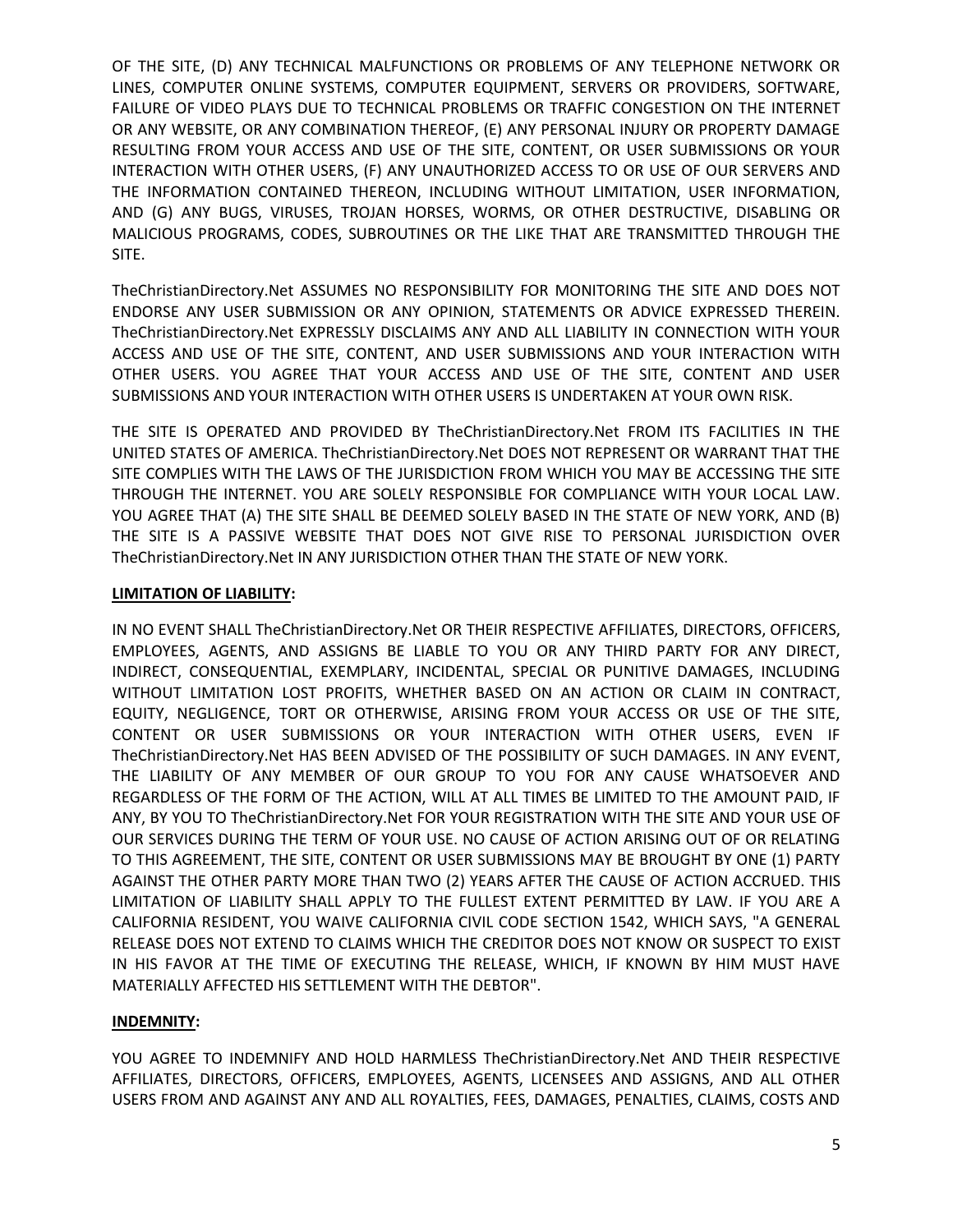OF THE SITE, (D) ANY TECHNICAL MALFUNCTIONS OR PROBLEMS OF ANY TELEPHONE NETWORK OR LINES, COMPUTER ONLINE SYSTEMS, COMPUTER EQUIPMENT, SERVERS OR PROVIDERS, SOFTWARE, FAILURE OF VIDEO PLAYS DUE TO TECHNICAL PROBLEMS OR TRAFFIC CONGESTION ON THE INTERNET OR ANY WEBSITE, OR ANY COMBINATION THEREOF, (E) ANY PERSONAL INJURY OR PROPERTY DAMAGE RESULTING FROM YOUR ACCESS AND USE OF THE SITE, CONTENT, OR USER SUBMISSIONS OR YOUR INTERACTION WITH OTHER USERS, (F) ANY UNAUTHORIZED ACCESS TO OR USE OF OUR SERVERS AND THE INFORMATION CONTAINED THEREON, INCLUDING WITHOUT LIMITATION, USER INFORMATION, AND (G) ANY BUGS, VIRUSES, TROJAN HORSES, WORMS, OR OTHER DESTRUCTIVE, DISABLING OR MALICIOUS PROGRAMS, CODES, SUBROUTINES OR THE LIKE THAT ARE TRANSMITTED THROUGH THE SITE.

TheChristianDirectory.Net ASSUMES NO RESPONSIBILITY FOR MONITORING THE SITE AND DOES NOT ENDORSE ANY USER SUBMISSION OR ANY OPINION, STATEMENTS OR ADVICE EXPRESSED THEREIN. TheChristianDirectory.Net EXPRESSLY DISCLAIMS ANY AND ALL LIABILITY IN CONNECTION WITH YOUR ACCESS AND USE OF THE SITE, CONTENT, AND USER SUBMISSIONS AND YOUR INTERACTION WITH OTHER USERS. YOU AGREE THAT YOUR ACCESS AND USE OF THE SITE, CONTENT AND USER SUBMISSIONS AND YOUR INTERACTION WITH OTHER USERS IS UNDERTAKEN AT YOUR OWN RISK.

THE SITE IS OPERATED AND PROVIDED BY TheChristianDirectory.Net FROM ITS FACILITIES IN THE UNITED STATES OF AMERICA. TheChristianDirectory.Net DOES NOT REPRESENT OR WARRANT THAT THE SITE COMPLIES WITH THE LAWS OF THE JURISDICTION FROM WHICH YOU MAY BE ACCESSING THE SITE THROUGH THE INTERNET. YOU ARE SOLELY RESPONSIBLE FOR COMPLIANCE WITH YOUR LOCAL LAW. YOU AGREE THAT (A) THE SITE SHALL BE DEEMED SOLELY BASED IN THE STATE OF NEW YORK, AND (B) THE SITE IS A PASSIVE WEBSITE THAT DOES NOT GIVE RISE TO PERSONAL JURISDICTION OVER TheChristianDirectory.Net IN ANY JURISDICTION OTHER THAN THE STATE OF NEW YORK.

**LIMITATION OF LIABILITY:**

IN NO EVENT SHALL TheChristianDirectory.Net OR THEIR RESPECTIVE AFFILIATES, DIRECTORS, OFFICERS, EMPLOYEES, AGENTS, AND ASSIGNS BE LIABLE TO YOU OR ANY THIRD PARTY FOR ANY DIRECT, INDIRECT, CONSEQUENTIAL, EXEMPLARY, INCIDENTAL, SPECIAL OR PUNITIVE DAMAGES, INCLUDING WITHOUT LIMITATION LOST PROFITS, WHETHER BASED ON AN ACTION OR CLAIM IN CONTRACT, EQUITY, NEGLIGENCE, TORT OR OTHERWISE, ARISING FROM YOUR ACCESS OR USE OF THE SITE, CONTENT OR USER SUBMISSIONS OR YOUR INTERACTION WITH OTHER USERS, EVEN IF TheChristianDirectory.Net HAS BEEN ADVISED OF THE POSSIBILITY OF SUCH DAMAGES. IN ANY EVENT, THE LIABILITY OF ANY MEMBER OF OUR GROUP TO YOU FOR ANY CAUSE WHATSOEVER AND REGARDLESS OF THE FORM OF THE ACTION, WILL AT ALL TIMES BE LIMITED TO THE AMOUNT PAID, IF ANY, BY YOU TO TheChristianDirectory.Net FOR YOUR REGISTRATION WITH THE SITE AND YOUR USE OF OUR SERVICES DURING THE TERM OF YOUR USE. NO CAUSE OF ACTION ARISING OUT OF OR RELATING TO THIS AGREEMENT, THE SITE, CONTENT OR USER SUBMISSIONS MAY BE BROUGHT BY ONE (1) PARTY AGAINST THE OTHER PARTY MORE THAN TWO (2) YEARS AFTER THE CAUSE OF ACTION ACCRUED. THIS LIMITATION OF LIABILITY SHALL APPLY TO THE FULLEST EXTENT PERMITTED BY LAW. IF YOU ARE A CALIFORNIA RESIDENT, YOU WAIVE CALIFORNIA CIVIL CODE SECTION 1542, WHICH SAYS, "A GENERAL RELEASE DOES NOT EXTEND TO CLAIMS WHICH THE CREDITOR DOES NOT KNOW OR SUSPECT TO EXIST IN HIS FAVOR AT THE TIME OF EXECUTING THE RELEASE, WHICH, IF KNOWN BY HIM MUST HAVE MATERIALLY AFFECTED HIS SETTLEMENT WITH THE DEBTOR".

**INDEMNITY:**

YOU AGREE TO INDEMNIFY AND HOLD HARMLESS TheChristianDirectory.Net AND THEIR RESPECTIVE AFFILIATES, DIRECTORS, OFFICERS, EMPLOYEES, AGENTS, LICENSEES AND ASSIGNS, AND ALL OTHER USERS FROM AND AGAINST ANY AND ALL ROYALTIES, FEES, DAMAGES, PENALTIES, CLAIMS, COSTS AND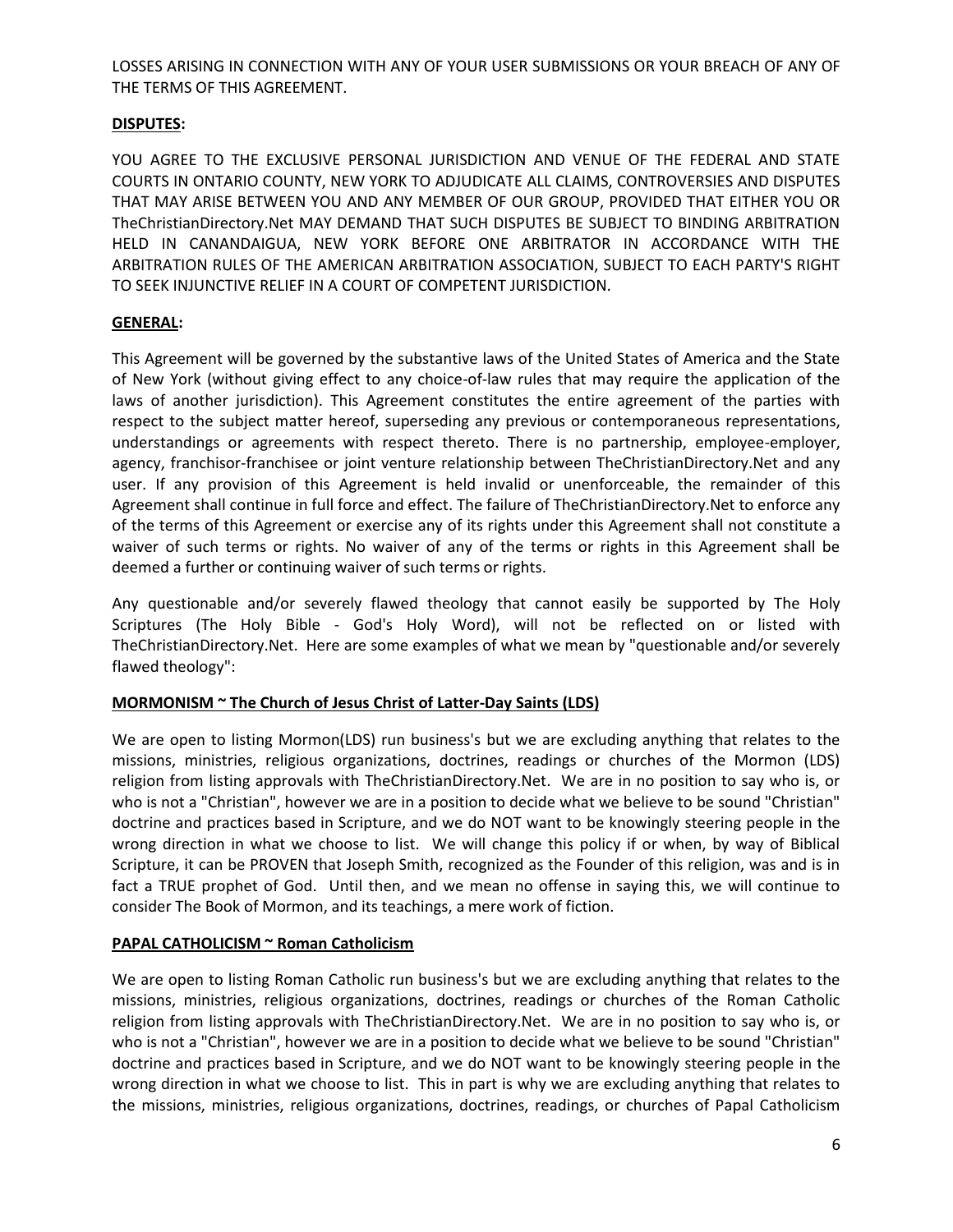LOSSES ARISING IN CONNECTION WITH ANY OF YOUR USER SUBMISSIONS OR YOUR BREACH OF ANY OF THE TERMS OF THIS AGREEMENT.

**DISPUTES:**

YOU AGREE TO THE EXCLUSIVE PERSONAL JURISDICTION AND VENUE OF THE FEDERAL AND STATE COURTS IN ONTARIO COUNTY, NEW YORK TO ADJUDICATE ALL CLAIMS, CONTROVERSIES AND DISPUTES THAT MAY ARISE BETWEEN YOU AND ANY MEMBER OF OUR GROUP, PROVIDED THAT EITHER YOU OR TheChristianDirectory.Net MAY DEMAND THAT SUCH DISPUTES BE SUBJECT TO BINDING ARBITRATION HELD IN CANANDAIGUA, NEW YORK BEFORE ONE ARBITRATOR IN ACCORDANCE WITH THE ARBITRATION RULES OF THE AMERICAN ARBITRATION ASSOCIATION, SUBJECT TO EACH PARTY'S RIGHT TO SEEK INJUNCTIVE RELIEF IN A COURT OF COMPETENT JURISDICTION.

**GENERAL:**

This Agreement will be governed by the substantive laws of the United States of America and the State of New York (without giving effect to any choice-of-law rules that may require the application of the laws of another jurisdiction). This Agreement constitutes the entire agreement of the parties with respect to the subject matter hereof, superseding any previous or contemporaneous representations, understandings or agreements with respect thereto. There is no partnership, employee-employer, agency, franchisor-franchisee or joint venture relationship between TheChristianDirectory.Net and any user. If any provision of this Agreement is held invalid or unenforceable, the remainder of this Agreement shall continue in full force and effect. The failure of TheChristianDirectory.Net to enforce any of the terms of this Agreement or exercise any of its rights under this Agreement shall not constitute a waiver of such terms or rights. No waiver of any of the terms or rights in this Agreement shall be deemed a further or continuing waiver of such terms or rights.

Any questionable and/or severely flawed theology that cannot easily be supported by The Holy Scriptures (The Holy Bible - God's Holy Word), will not be reflected on or listed with TheChristianDirectory.Net. Here are some examples of what we mean by "questionable and/or severely flawed theology":

**MORMONISM ~ The Church of Jesus Christ of Latter-Day Saints (LDS)**

We are open to listing Mormon(LDS) run business's but we are excluding anything that relates to the missions, ministries, religious organizations, doctrines, readings or churches of the Mormon (LDS) religion from listing approvals with TheChristianDirectory.Net. We are in no position to say who is, or who is not a "Christian", however we are in a position to decide what we believe to be sound "Christian" doctrine and practices based in Scripture, and we do NOT want to be knowingly steering people in the wrong direction in what we choose to list. We will change this policy if or when, by way of Biblical Scripture, it can be PROVEN that Joseph Smith, recognized as the Founder of this religion, was and is in fact a TRUE prophet of God. Until then, and we mean no offense in saying this, we will continue to consider The Book of Mormon, and its teachings, a mere work of fiction.

**PAPAL CATHOLICISM ~ Roman Catholicism**

We are open to listing Roman Catholic run business's but we are excluding anything that relates to the missions, ministries, religious organizations, doctrines, readings or churches of the Roman Catholic religion from listing approvals with TheChristianDirectory.Net. We are in no position to say who is, or who is not a "Christian", however we are in a position to decide what we believe to be sound "Christian" doctrine and practices based in Scripture, and we do NOT want to be knowingly steering people in the wrong direction in what we choose to list. This in part is why we are excluding anything that relates to the missions, ministries, religious organizations, doctrines, readings, or churches of Papal Catholicism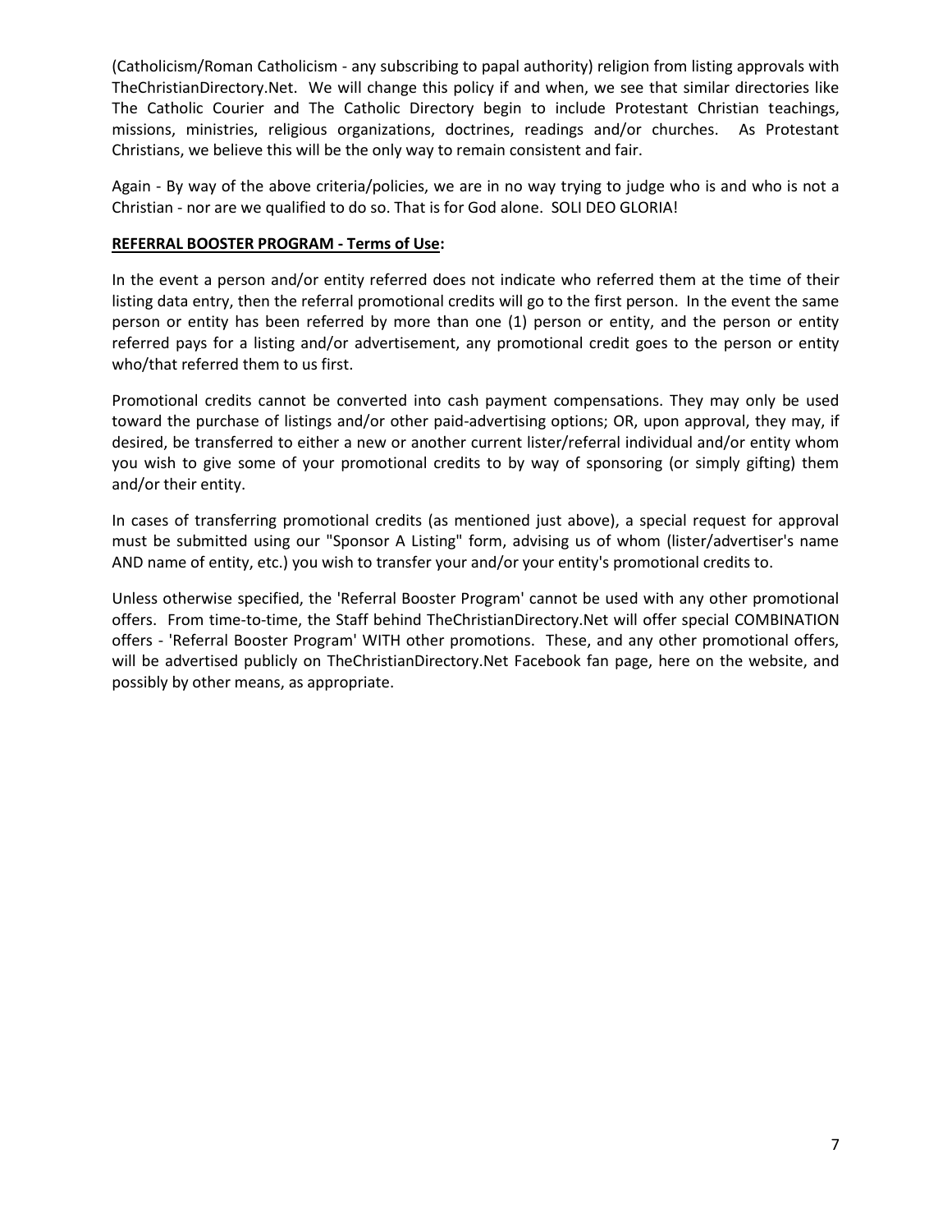(Catholicism/Roman Catholicism - any subscribing to papal authority) religion from listing approvals with TheChristianDirectory.Net. We will change this policy if and when, we see that similar directories like The Catholic Courier and The Catholic Directory begin to include Protestant Christian teachings, missions, ministries, religious organizations, doctrines, readings and/or churches. As Protestant Christians, we believe this will be the only way to remain consistent and fair.

Again - By way of the above criteria/policies, we are in no way trying to judge who is and who is not a Christian - nor are we qualified to do so. That is for God alone. SOLI DEO GLORIA!

**REFERRAL BOOSTER PROGRAM - Terms of Use:**

In the event a person and/or entity referred does not indicate who referred them at the time of their listing data entry, then the referral promotional credits will go to the first person. In the event the same person or entity has been referred by more than one (1) person or entity, and the person or entity referred pays for a listing and/or advertisement, any promotional credit goes to the person or entity who/that referred them to us first.

Promotional credits cannot be converted into cash payment compensations. They may only be used toward the purchase of listings and/or other paid-advertising options; OR, upon approval, they may, if desired, be transferred to either a new or another current lister/referral individual and/or entity whom you wish to give some of your promotional credits to by way of sponsoring (or simply gifting) them and/or their entity.

In cases of transferring promotional credits (as mentioned just above), a special request for approval must be submitted using our "Sponsor A Listing" form, advising us of whom (lister/advertiser's name AND name of entity, etc.) you wish to transfer your and/or your entity's promotional credits to.

Unless otherwise specified, the 'Referral Booster Program' cannot be used with any other promotional offers. From time-to-time, the Staff behind TheChristianDirectory.Net will offer special COMBINATION offers - 'Referral Booster Program' WITH other promotions. These, and any other promotional offers, will be advertised publicly on TheChristianDirectory.Net Facebook fan page, here on the website, and possibly by other means, as appropriate.